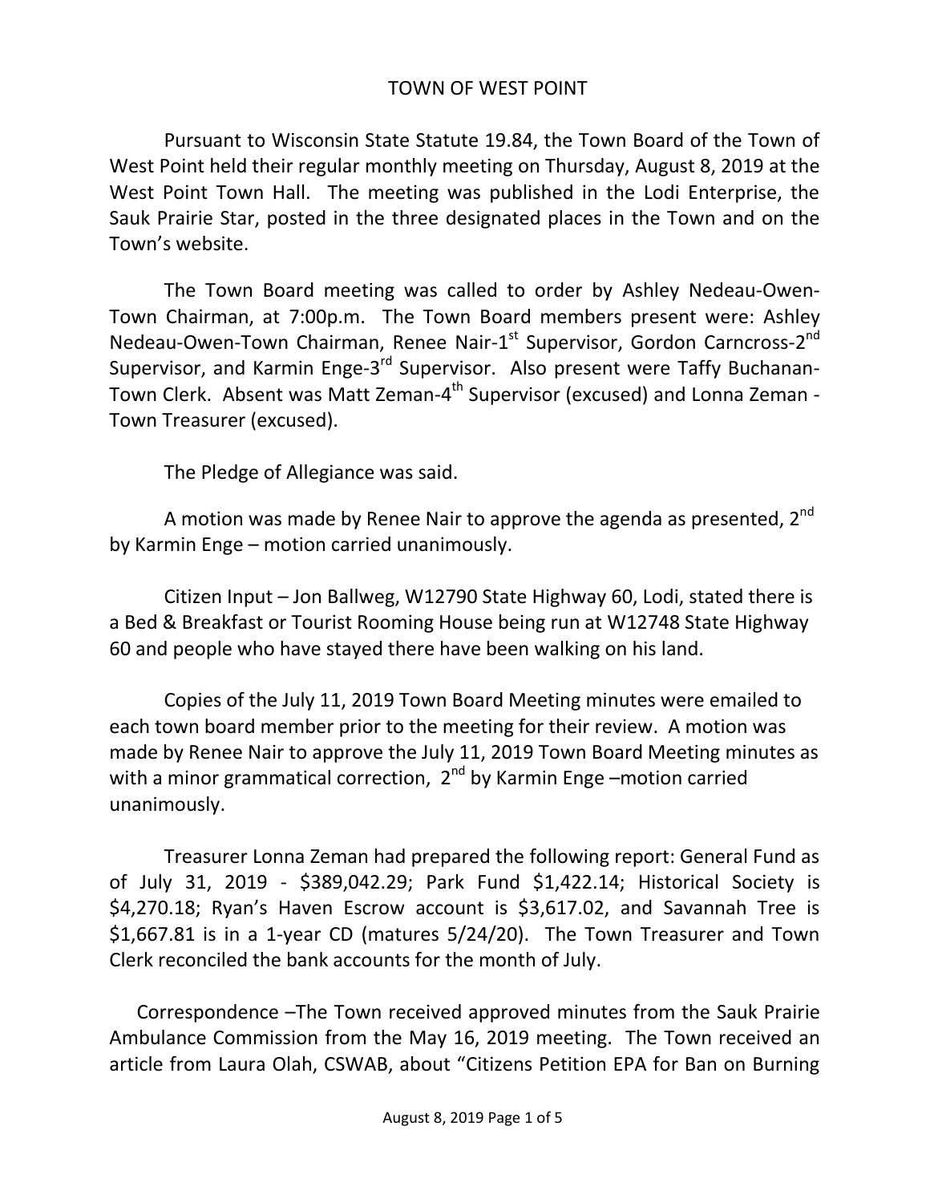# TOWN OF WEST POINT

Pursuant to Wisconsin State Statute 19.84, the Town Board of the Town of West Point held their regular monthly meeting on Thursday, August 8, 2019 at the West Point Town Hall. The meeting was published in the Lodi Enterprise, the Sauk Prairie Star, posted in the three designated places in the Town and on the Town's website.

The Town Board meeting was called to order by Ashley Nedeau-Owen-Town Chairman, at 7:00p.m. The Town Board members present were: Ashley Nedeau-Owen-Town Chairman, Renee Nair-1st Supervisor, Gordon Carncross-2nd Supervisor, and Karmin Enge-3rd Supervisor. Also present were Taffy Buchanan-Town Clerk. Absent was Matt Zeman-4th Supervisor (excused) and Lonna Zeman - Town Treasurer (excused).

The Pledge of Allegiance was said.

A motion was made by Renee Nair to approve the agenda as presented, 2nd by Karmin Enge – motion carried unanimously.

Citizen Input – Jon Ballweg, W12790 State Highway 60, Lodi, stated there is a Bed & Breakfast or Tourist Rooming House being run at W12748 State Highway 60 and people who have stayed there have been walking on his land.

Copies of the July 11, 2019 Town Board Meeting minutes were emailed to each town board member prior to the meeting for their review. A motion was made by Renee Nair to approve the July 11, 2019 Town Board Meeting minutes as with a minor grammatical correction, 2nd by Karmin Enge –motion carried unanimously.

Treasurer Lonna Zeman had prepared the following report: General Fund as of July 31, 2019 - $389,042.29; Park Fund $1,422.14; Historical Society is $4,270.18; Ryan's Haven Escrow account is $3,617.02, and Savannah Tree is $1,667.81 is in a 1-year CD (matures 5/24/20). The Town Treasurer and Town Clerk reconciled the bank accounts for the month of July.

Correspondence –The Town received approved minutes from the Sauk Prairie Ambulance Commission from the May 16, 2019 meeting. The Town received an article from Laura Olah, CSWAB, about "Citizens Petition EPA for Ban on Burning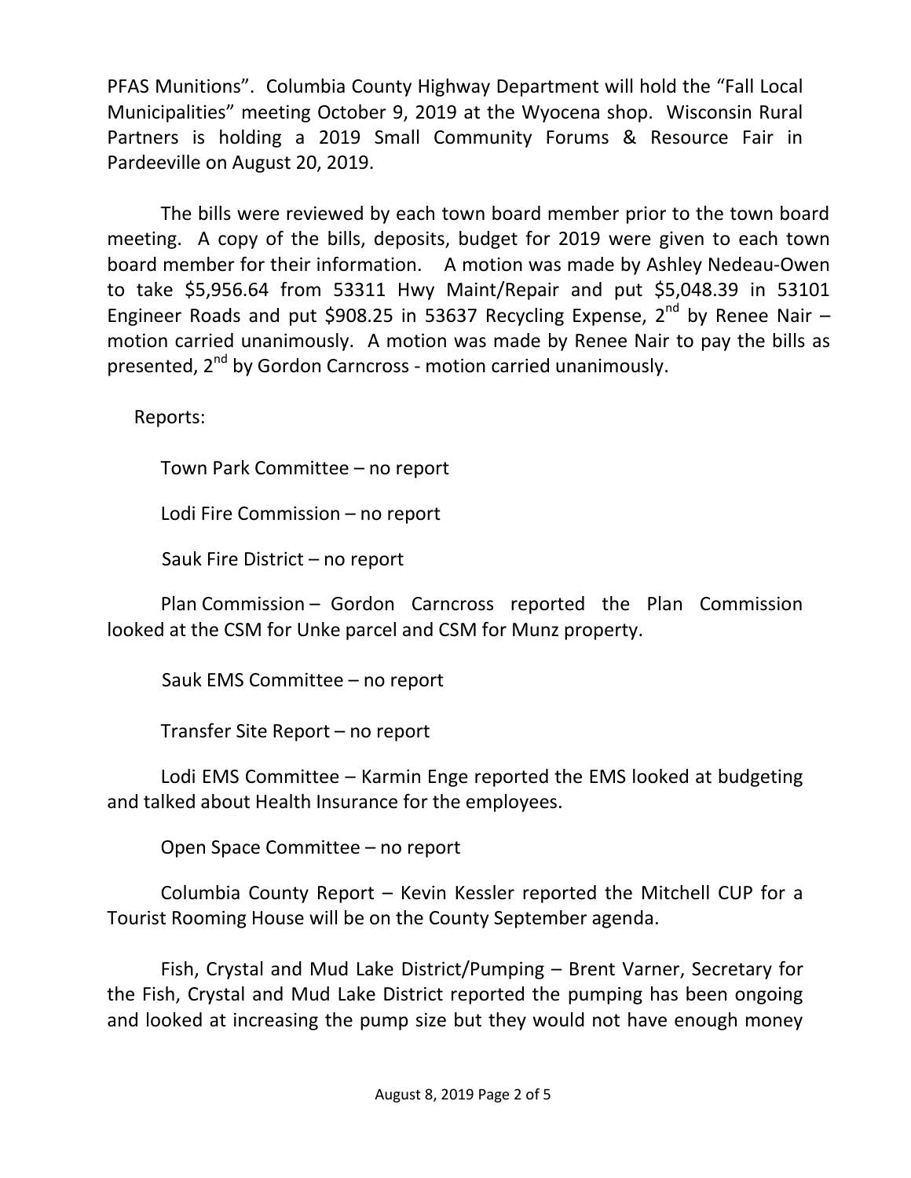PFAS Munitions". Columbia County Highway Department will hold the "Fall Local Municipalities" meeting October 9, 2019 at the Wyocena shop. Wisconsin Rural Partners is holding a 2019 Small Community Forums & Resource Fair in Pardeeville on August 20, 2019.

The bills were reviewed by each town board member prior to the town board meeting. A copy of the bills, deposits, budget for 2019 were given to each town board member for their information. A motion was made by Ashley Nedeau-Owen to take $5,956.64 from 53311 Hwy Maint/Repair and put $5,048.39 in 53101 Engineer Roads and put $908.25 in 53637 Recycling Expense, 2nd by Renee Nair – motion carried unanimously. A motion was made by Renee Nair to pay the bills as presented, 2nd by Gordon Carncross - motion carried unanimously.

Reports:

Town Park Committee – no report

Lodi Fire Commission – no report

Sauk Fire District – no report

Plan Commission – Gordon Carncross reported the Plan Commission looked at the CSM for Unke parcel and CSM for Munz property.

Sauk EMS Committee – no report

Transfer Site Report – no report

Lodi EMS Committee – Karmin Enge reported the EMS looked at budgeting and talked about Health Insurance for the employees.

Open Space Committee – no report

Columbia County Report – Kevin Kessler reported the Mitchell CUP for a Tourist Rooming House will be on the County September agenda.

Fish, Crystal and Mud Lake District/Pumping – Brent Varner, Secretary for the Fish, Crystal and Mud Lake District reported the pumping has been ongoing and looked at increasing the pump size but they would not have enough money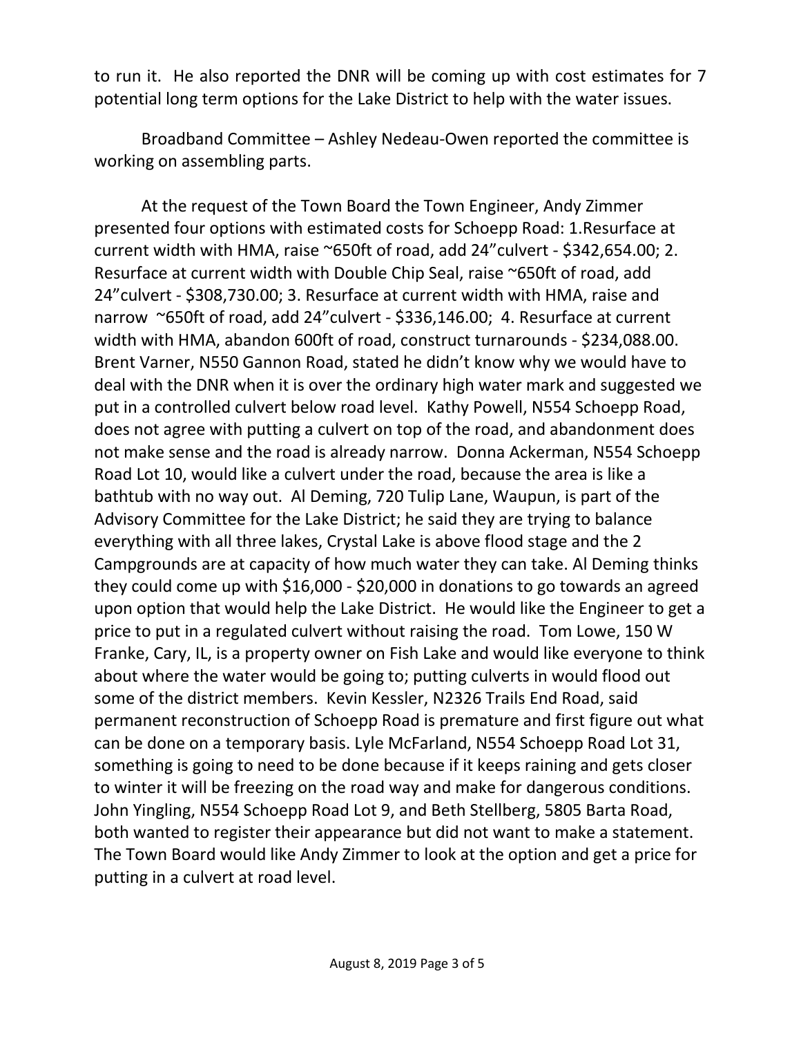to run it. He also reported the DNR will be coming up with cost estimates for 7 potential long term options for the Lake District to help with the water issues.

Broadband Committee – Ashley Nedeau-Owen reported the committee is working on assembling parts.

At the request of the Town Board the Town Engineer, Andy Zimmer presented four options with estimated costs for Schoepp Road: 1.Resurface at current width with HMA, raise ~650ft of road, add 24"culvert - $342,654.00; 2. Resurface at current width with Double Chip Seal, raise ~650ft of road, add 24"culvert - $308,730.00; 3. Resurface at current width with HMA, raise and narrow ~650ft of road, add 24"culvert - $336,146.00; 4. Resurface at current width with HMA, abandon 600ft of road, construct turnarounds - $234,088.00. Brent Varner, N550 Gannon Road, stated he didn't know why we would have to deal with the DNR when it is over the ordinary high water mark and suggested we put in a controlled culvert below road level. Kathy Powell, N554 Schoepp Road, does not agree with putting a culvert on top of the road, and abandonment does not make sense and the road is already narrow. Donna Ackerman, N554 Schoepp Road Lot 10, would like a culvert under the road, because the area is like a bathtub with no way out. Al Deming, 720 Tulip Lane, Waupun, is part of the Advisory Committee for the Lake District; he said they are trying to balance everything with all three lakes, Crystal Lake is above flood stage and the 2 Campgrounds are at capacity of how much water they can take. Al Deming thinks they could come up with $16,000 - $20,000 in donations to go towards an agreed upon option that would help the Lake District. He would like the Engineer to get a price to put in a regulated culvert without raising the road. Tom Lowe, 150 W Franke, Cary, IL, is a property owner on Fish Lake and would like everyone to think about where the water would be going to; putting culverts in would flood out some of the district members. Kevin Kessler, N2326 Trails End Road, said permanent reconstruction of Schoepp Road is premature and first figure out what can be done on a temporary basis. Lyle McFarland, N554 Schoepp Road Lot 31, something is going to need to be done because if it keeps raining and gets closer to winter it will be freezing on the road way and make for dangerous conditions. John Yingling, N554 Schoepp Road Lot 9, and Beth Stellberg, 5805 Barta Road, both wanted to register their appearance but did not want to make a statement. The Town Board would like Andy Zimmer to look at the option and get a price for putting in a culvert at road level.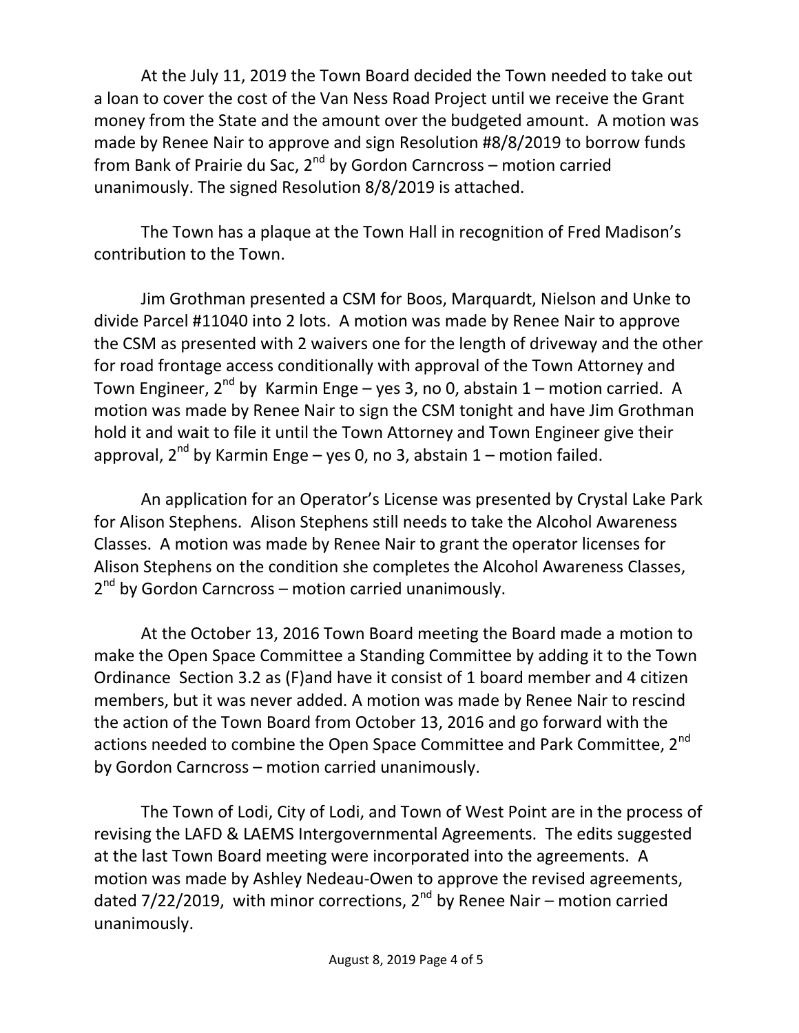At the July 11, 2019 the Town Board decided the Town needed to take out a loan to cover the cost of the Van Ness Road Project until we receive the Grant money from the State and the amount over the budgeted amount. A motion was made by Renee Nair to approve and sign Resolution #8/8/2019 to borrow funds from Bank of Prairie du Sac, 2nd by Gordon Carncross – motion carried unanimously. The signed Resolution 8/8/2019 is attached.

The Town has a plaque at the Town Hall in recognition of Fred Madison's contribution to the Town.

Jim Grothman presented a CSM for Boos, Marquardt, Nielson and Unke to divide Parcel #11040 into 2 lots. A motion was made by Renee Nair to approve the CSM as presented with 2 waivers one for the length of driveway and the other for road frontage access conditionally with approval of the Town Attorney and Town Engineer, 2nd by Karmin Enge – yes 3, no 0, abstain 1 – motion carried. A motion was made by Renee Nair to sign the CSM tonight and have Jim Grothman hold it and wait to file it until the Town Attorney and Town Engineer give their approval, 2nd by Karmin Enge – yes 0, no 3, abstain 1 – motion failed.

An application for an Operator's License was presented by Crystal Lake Park for Alison Stephens. Alison Stephens still needs to take the Alcohol Awareness Classes. A motion was made by Renee Nair to grant the operator licenses for Alison Stephens on the condition she completes the Alcohol Awareness Classes, 2nd by Gordon Carncross – motion carried unanimously.

At the October 13, 2016 Town Board meeting the Board made a motion to make the Open Space Committee a Standing Committee by adding it to the Town Ordinance Section 3.2 as (F)and have it consist of 1 board member and 4 citizen members, but it was never added. A motion was made by Renee Nair to rescind the action of the Town Board from October 13, 2016 and go forward with the actions needed to combine the Open Space Committee and Park Committee, 2nd by Gordon Carncross – motion carried unanimously.

The Town of Lodi, City of Lodi, and Town of West Point are in the process of revising the LAFD & LAEMS Intergovernmental Agreements. The edits suggested at the last Town Board meeting were incorporated into the agreements. A motion was made by Ashley Nedeau-Owen to approve the revised agreements, dated 7/22/2019, with minor corrections, 2nd by Renee Nair – motion carried unanimously.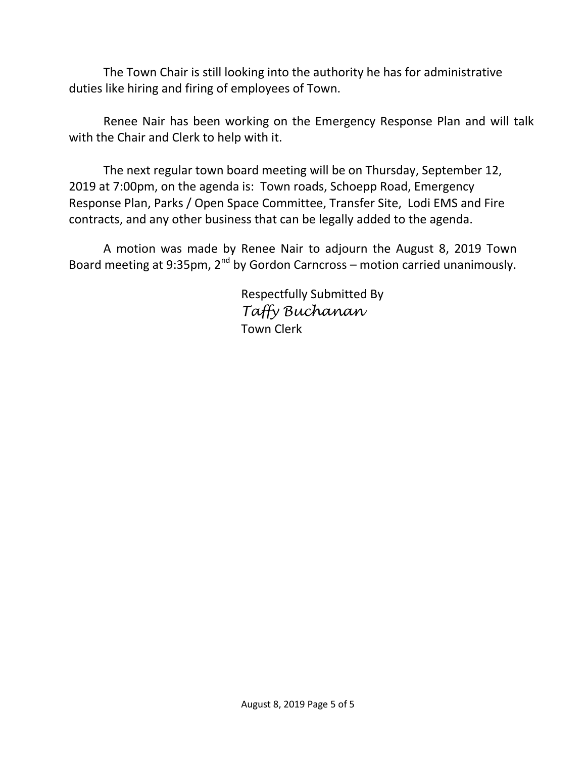The Town Chair is still looking into the authority he has for administrative duties like hiring and firing of employees of Town.

Renee Nair has been working on the Emergency Response Plan and will talk with the Chair and Clerk to help with it.

The next regular town board meeting will be on Thursday, September 12, 2019 at 7:00pm, on the agenda is: Town roads, Schoepp Road, Emergency Response Plan, Parks / Open Space Committee, Transfer Site, Lodi EMS and Fire contracts, and any other business that can be legally added to the agenda.

A motion was made by Renee Nair to adjourn the August 8, 2019 Town Board meeting at 9:35pm, 2nd by Gordon Carncross – motion carried unanimously.

Respectfully Submitted By
*Taffy Buchanan*
Town Clerk